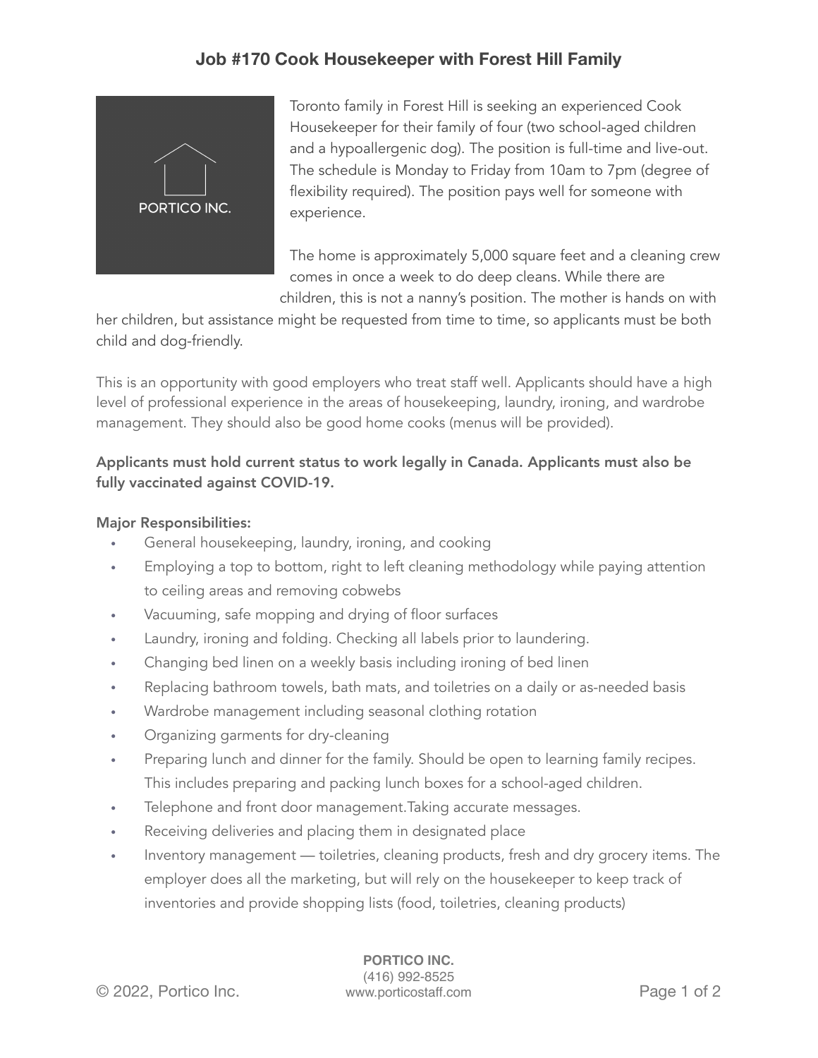# Job #170 Cook Housekeeper with Forest Hill Family

Toronto family in Forest Hill is seeking an experienced Cook Housekeeper for their family of four (two school-aged children and a hypoallergenic dog). The position is full-time and live-out. The schedule is Monday to Friday from 10am to 7pm (degree of flexibility required). The position pays well for someone with experience.

The home is approximately 5,000 square feet and a cleaning crew comes in once a week to do deep cleans. While there are children, this is not a nanny's position. The mother is hands on with her children, but assistance might be requested from time to time, so applicants must be both child and dog-friendly.

This is an opportunity with good employers who treat staff well. Applicants should have a high level of professional experience in the areas of housekeeping, laundry, ironing, and wardrobe management. They should also be good home cooks (menus will be provided).

**Applicants must hold current status to work legally in Canada. Applicants must also be fully vaccinated against COVID-19.**

**Major Responsibilities:**

- General housekeeping, laundry, ironing, and cooking
- Employing a top to bottom, right to left cleaning methodology while paying attention to ceiling areas and removing cobwebs
- Vacuuming, safe mopping and drying of floor surfaces
- Laundry, ironing and folding. Checking all labels prior to laundering.
- Changing bed linen on a weekly basis including ironing of bed linen
- Replacing bathroom towels, bath mats, and toiletries on a daily or as-needed basis
- Wardrobe management including seasonal clothing rotation
- Organizing garments for dry-cleaning
- Preparing lunch and dinner for the family. Should be open to learning family recipes. This includes preparing and packing lunch boxes for a school-aged children.
- Telephone and front door management.Taking accurate messages.
- Receiving deliveries and placing them in designated place
- Inventory management — toiletries, cleaning products, fresh and dry grocery items. The employer does all the marketing, but will rely on the housekeeper to keep track of inventories and provide shopping lists (food, toiletries, cleaning products)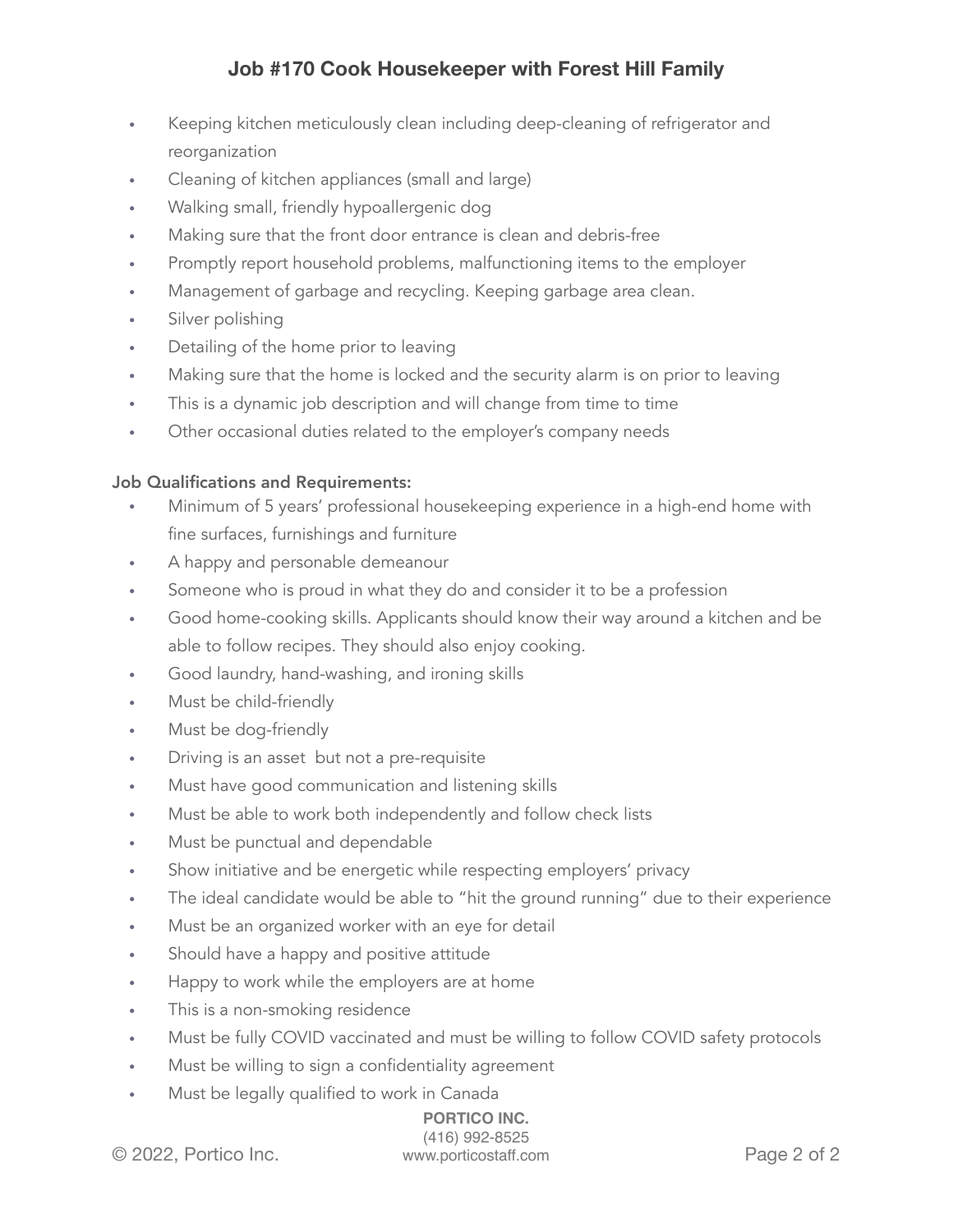- Keeping kitchen meticulously clean including deep-cleaning of refrigerator and reorganization
- Cleaning of kitchen appliances (small and large)
- Walking small, friendly hypoallergenic dog
- Making sure that the front door entrance is clean and debris-free
- Promptly report household problems, malfunctioning items to the employer
- Management of garbage and recycling. Keeping garbage area clean.
- Silver polishing
- Detailing of the home prior to leaving
- Making sure that the home is locked and the security alarm is on prior to leaving
- This is a dynamic job description and will change from time to time
- Other occasional duties related to the employer's company needs

**Job Qualifications and Requirements:**

- Minimum of 5 years' professional housekeeping experience in a high-end home with fine surfaces, furnishings and furniture
- A happy and personable demeanour
- Someone who is proud in what they do and consider it to be a profession
- Good home-cooking skills. Applicants should know their way around a kitchen and be able to follow recipes. They should also enjoy cooking.
- Good laundry, hand-washing, and ironing skills
- Must be child-friendly
- Must be dog-friendly
- Driving is an asset but not a pre-requisite
- Must have good communication and listening skills
- Must be able to work both independently and follow check lists
- Must be punctual and dependable
- Show initiative and be energetic while respecting employers' privacy
- The ideal candidate would be able to "hit the ground running" due to their experience
- Must be an organized worker with an eye for detail
- Should have a happy and positive attitude
- Happy to work while the employers are at home
- This is a non-smoking residence
- Must be fully COVID vaccinated and must be willing to follow COVID safety protocols
- Must be willing to sign a confidentiality agreement
- Must be legally qualified to work in Canada